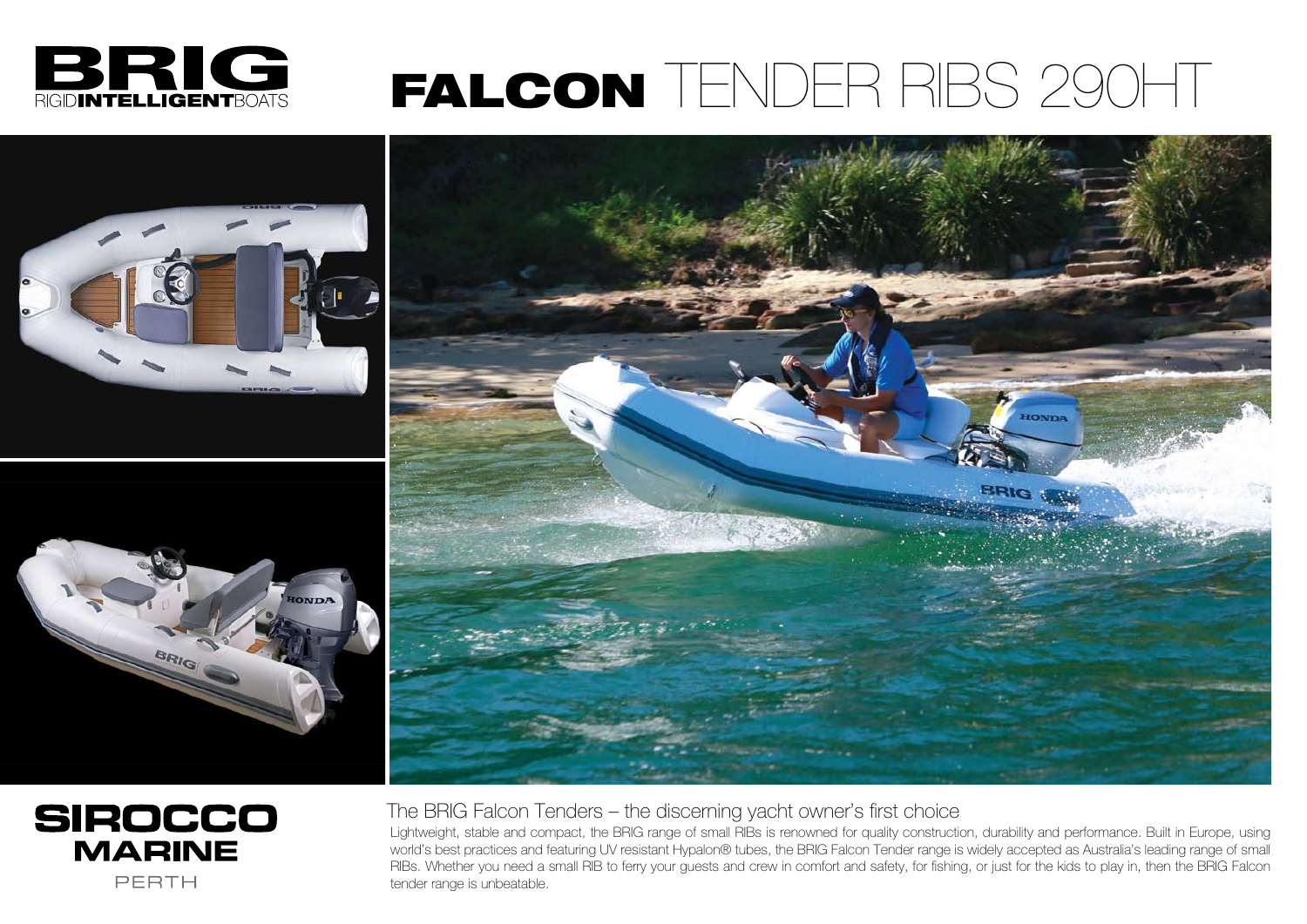# BRIG

RIGID**INTELLIGENT**BOATS

# **FALCON** TENDER RIBS 290HT

**SIROCCO MARINE**

PERTH

## The BRIG Falcon Tenders – the discerning yacht owner's first choice

Lightweight, stable and compact, the BRIG range of small RIBs is renowned for quality construction, durability and performance. Built in Europe, using world's best practices and featuring UV resistant Hypalon® tubes, the BRIG Falcon Tender range is widely accepted as Australia's leading range of small RIBs. Whether you need a small RIB to ferry your guests and crew in comfort and safety, for fishing, or just for the kids to play in, then the BRIG Falcon tender range is unbeatable.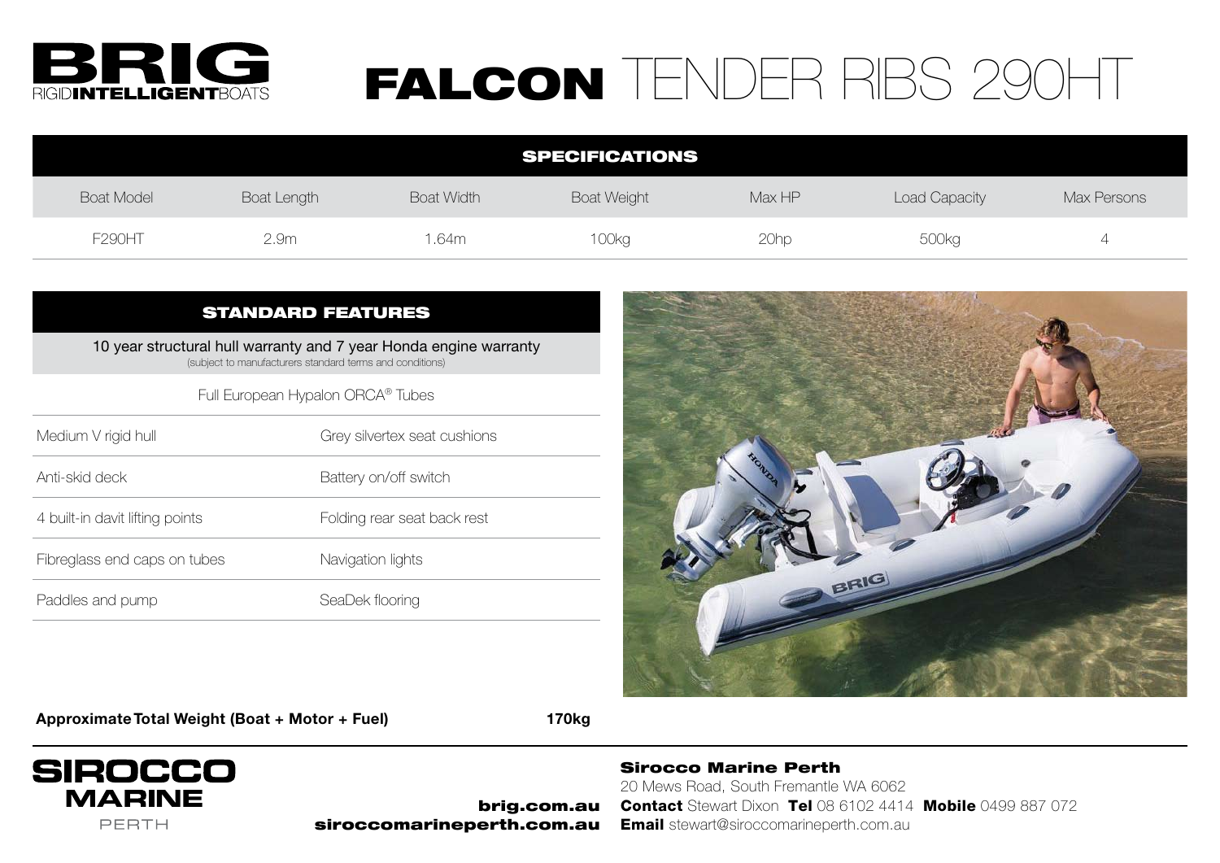# BRIG

RIGID**INTELLIGENT**BOATS

# FALCON TENDER RIBS 290HT

## SPECIFICATIONS

| Boat Model | Boat Length | Boat Width | Boat Weight | Max HP | Load Capacity | Max Persons |
|---|---|---|---|---|---|---|
| F290HT | 2.9m | 1.64m | 100kg | 20hp | 500kg | 4 |

## STANDARD FEATURES

10 year structural hull warranty and 7 year Honda engine warranty
(subject to manufacturers standard terms and conditions)

Full European Hypalon ORCA® Tubes

| | |
|---|---|
| Medium V rigid hull | Grey silvertex seat cushions |
| Anti-skid deck | Battery on/off switch |
| 4 built-in davit lifting points | Folding rear seat back rest |
| Fibreglass end caps on tubes | Navigation lights |
| Paddles and pump | SeaDek flooring |

**Approximate Total Weight (Boat + Motor + Fuel)** **170kg**

**SIROCCO MARINE** PERTH

**brig.com.au**
**siroccomarineperth.com.au**

**Sirocco Marine Perth**
20 Mews Road, South Fremantle WA 6062
**Contact** Stewart Dixon **Tel** 08 6102 4414 **Mobile** 0499 887 072
**Email** stewart@siroccomarineperth.com.au